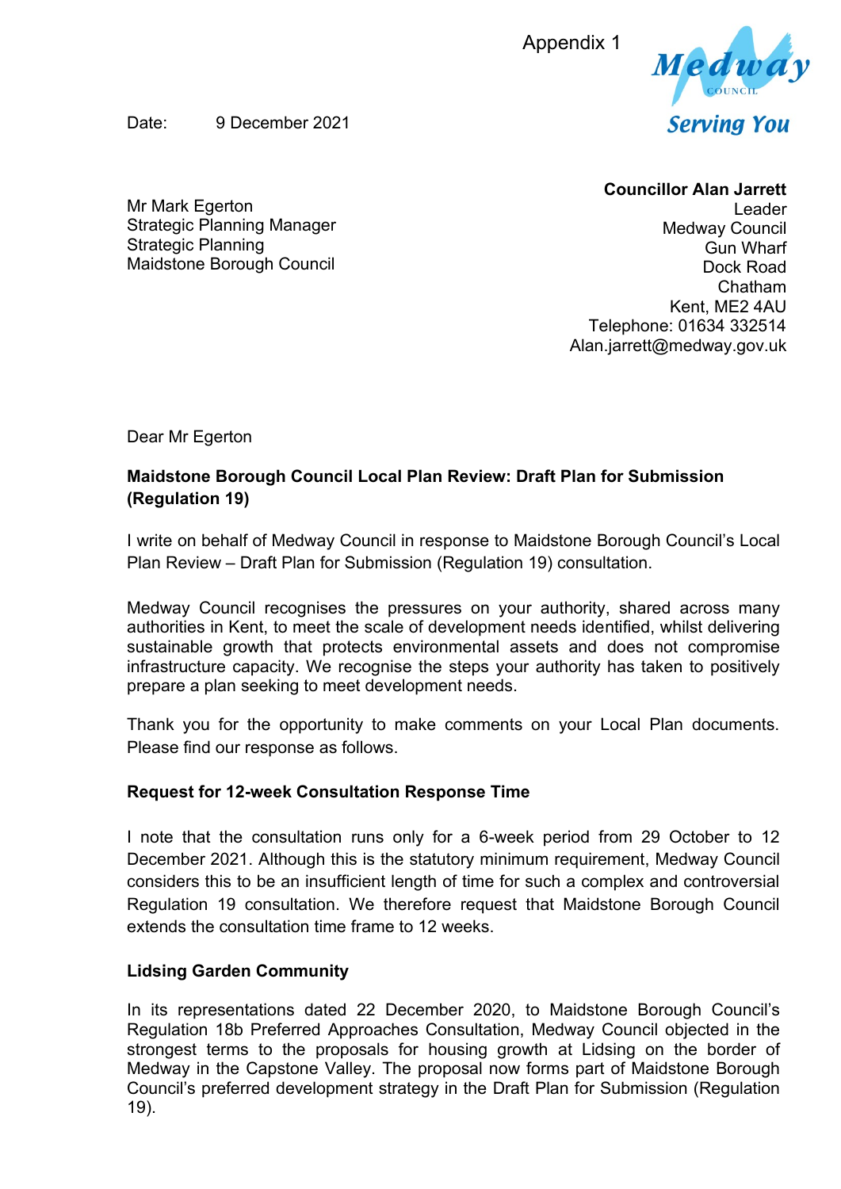Appendix 1

Medway Council
Serving You

Date: 9 December 2021

Mr Mark Egerton
Strategic Planning Manager
Strategic Planning
Maidstone Borough Council

**Councillor Alan Jarrett**
Leader
Medway Council
Gun Wharf
Dock Road
Chatham
Kent, ME2 4AU
Telephone: 01634 332514
Alan.jarrett@medway.gov.uk

Dear Mr Egerton

**Maidstone Borough Council Local Plan Review: Draft Plan for Submission (Regulation 19)**

I write on behalf of Medway Council in response to Maidstone Borough Council's Local Plan Review – Draft Plan for Submission (Regulation 19) consultation.

Medway Council recognises the pressures on your authority, shared across many authorities in Kent, to meet the scale of development needs identified, whilst delivering sustainable growth that protects environmental assets and does not compromise infrastructure capacity. We recognise the steps your authority has taken to positively prepare a plan seeking to meet development needs.

Thank you for the opportunity to make comments on your Local Plan documents. Please find our response as follows.

**Request for 12-week Consultation Response Time**

I note that the consultation runs only for a 6-week period from 29 October to 12 December 2021. Although this is the statutory minimum requirement, Medway Council considers this to be an insufficient length of time for such a complex and controversial Regulation 19 consultation. We therefore request that Maidstone Borough Council extends the consultation time frame to 12 weeks.

**Lidsing Garden Community**

In its representations dated 22 December 2020, to Maidstone Borough Council's Regulation 18b Preferred Approaches Consultation, Medway Council objected in the strongest terms to the proposals for housing growth at Lidsing on the border of Medway in the Capstone Valley. The proposal now forms part of Maidstone Borough Council's preferred development strategy in the Draft Plan for Submission (Regulation 19).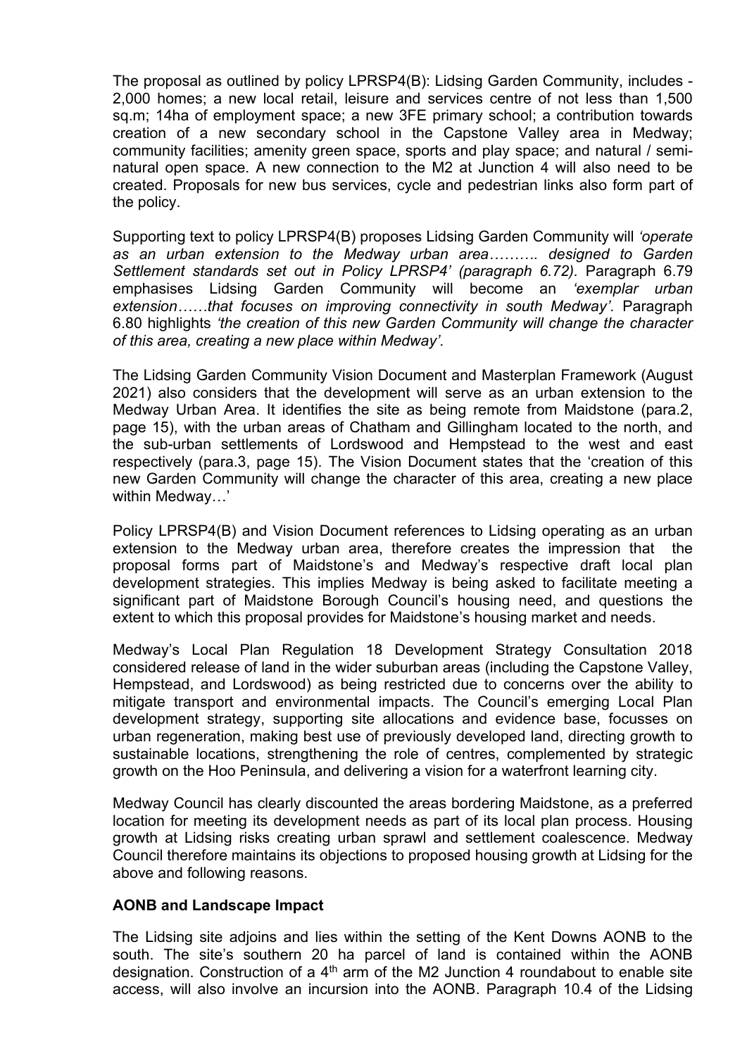The proposal as outlined by policy LPRSP4(B): Lidsing Garden Community, includes - 2,000 homes; a new local retail, leisure and services centre of not less than 1,500 sq.m; 14ha of employment space; a new 3FE primary school; a contribution towards creation of a new secondary school in the Capstone Valley area in Medway; community facilities; amenity green space, sports and play space; and natural / semi-natural open space. A new connection to the M2 at Junction 4 will also need to be created. Proposals for new bus services, cycle and pedestrian links also form part of the policy.

Supporting text to policy LPRSP4(B) proposes Lidsing Garden Community will *'operate as an urban extension to the Medway urban area………. designed to Garden Settlement standards set out in Policy LPRSP4' (paragraph 6.72).* Paragraph 6.79 emphasises Lidsing Garden Community will become an *'exemplar urban extension……that focuses on improving connectivity in south Medway'.* Paragraph 6.80 highlights *'the creation of this new Garden Community will change the character of this area, creating a new place within Medway'.*

The Lidsing Garden Community Vision Document and Masterplan Framework (August 2021) also considers that the development will serve as an urban extension to the Medway Urban Area. It identifies the site as being remote from Maidstone (para.2, page 15), with the urban areas of Chatham and Gillingham located to the north, and the sub-urban settlements of Lordswood and Hempstead to the west and east respectively (para.3, page 15). The Vision Document states that the 'creation of this new Garden Community will change the character of this area, creating a new place within Medway…'

Policy LPRSP4(B) and Vision Document references to Lidsing operating as an urban extension to the Medway urban area, therefore creates the impression that the proposal forms part of Maidstone's and Medway's respective draft local plan development strategies. This implies Medway is being asked to facilitate meeting a significant part of Maidstone Borough Council's housing need, and questions the extent to which this proposal provides for Maidstone's housing market and needs.

Medway's Local Plan Regulation 18 Development Strategy Consultation 2018 considered release of land in the wider suburban areas (including the Capstone Valley, Hempstead, and Lordswood) as being restricted due to concerns over the ability to mitigate transport and environmental impacts. The Council's emerging Local Plan development strategy, supporting site allocations and evidence base, focusses on urban regeneration, making best use of previously developed land, directing growth to sustainable locations, strengthening the role of centres, complemented by strategic growth on the Hoo Peninsula, and delivering a vision for a waterfront learning city.

Medway Council has clearly discounted the areas bordering Maidstone, as a preferred location for meeting its development needs as part of its local plan process. Housing growth at Lidsing risks creating urban sprawl and settlement coalescence. Medway Council therefore maintains its objections to proposed housing growth at Lidsing for the above and following reasons.

**AONB and Landscape Impact**

The Lidsing site adjoins and lies within the setting of the Kent Downs AONB to the south. The site's southern 20 ha parcel of land is contained within the AONB designation. Construction of a 4th arm of the M2 Junction 4 roundabout to enable site access, will also involve an incursion into the AONB. Paragraph 10.4 of the Lidsing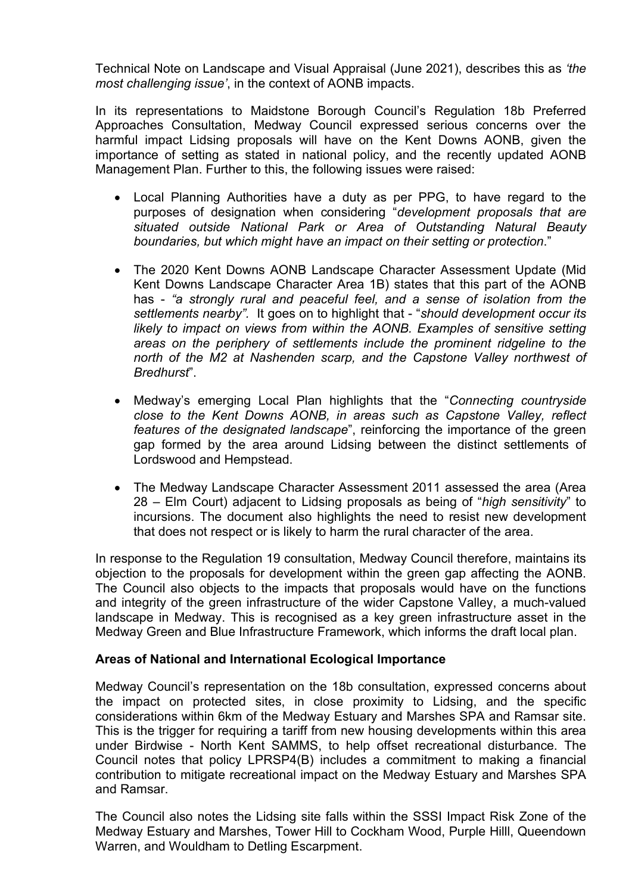Technical Note on Landscape and Visual Appraisal (June 2021), describes this as *'the most challenging issue'*, in the context of AONB impacts.

In its representations to Maidstone Borough Council's Regulation 18b Preferred Approaches Consultation, Medway Council expressed serious concerns over the harmful impact Lidsing proposals will have on the Kent Downs AONB, given the importance of setting as stated in national policy, and the recently updated AONB Management Plan. Further to this, the following issues were raised:

- Local Planning Authorities have a duty as per PPG, to have regard to the purposes of designation when considering "*development proposals that are situated outside National Park or Area of Outstanding Natural Beauty boundaries, but which might have an impact on their setting or protection*."
- The 2020 Kent Downs AONB Landscape Character Assessment Update (Mid Kent Downs Landscape Character Area 1B) states that this part of the AONB has - *"a strongly rural and peaceful feel, and a sense of isolation from the settlements nearby".* It goes on to highlight that - "*should development occur its likely to impact on views from within the AONB. Examples of sensitive setting areas on the periphery of settlements include the prominent ridgeline to the north of the M2 at Nashenden scarp, and the Capstone Valley northwest of Bredhurst*".
- Medway's emerging Local Plan highlights that the "*Connecting countryside close to the Kent Downs AONB, in areas such as Capstone Valley, reflect features of the designated landscape*", reinforcing the importance of the green gap formed by the area around Lidsing between the distinct settlements of Lordswood and Hempstead.
- The Medway Landscape Character Assessment 2011 assessed the area (Area 28 – Elm Court) adjacent to Lidsing proposals as being of "*high sensitivity*" to incursions. The document also highlights the need to resist new development that does not respect or is likely to harm the rural character of the area.

In response to the Regulation 19 consultation, Medway Council therefore, maintains its objection to the proposals for development within the green gap affecting the AONB. The Council also objects to the impacts that proposals would have on the functions and integrity of the green infrastructure of the wider Capstone Valley, a much-valued landscape in Medway. This is recognised as a key green infrastructure asset in the Medway Green and Blue Infrastructure Framework, which informs the draft local plan.

**Areas of National and International Ecological Importance**

Medway Council's representation on the 18b consultation, expressed concerns about the impact on protected sites, in close proximity to Lidsing, and the specific considerations within 6km of the Medway Estuary and Marshes SPA and Ramsar site. This is the trigger for requiring a tariff from new housing developments within this area under Birdwise - North Kent SAMMS, to help offset recreational disturbance. The Council notes that policy LPRSP4(B) includes a commitment to making a financial contribution to mitigate recreational impact on the Medway Estuary and Marshes SPA and Ramsar.

The Council also notes the Lidsing site falls within the SSSI Impact Risk Zone of the Medway Estuary and Marshes, Tower Hill to Cockham Wood, Purple Hilll, Queendown Warren, and Wouldham to Detling Escarpment.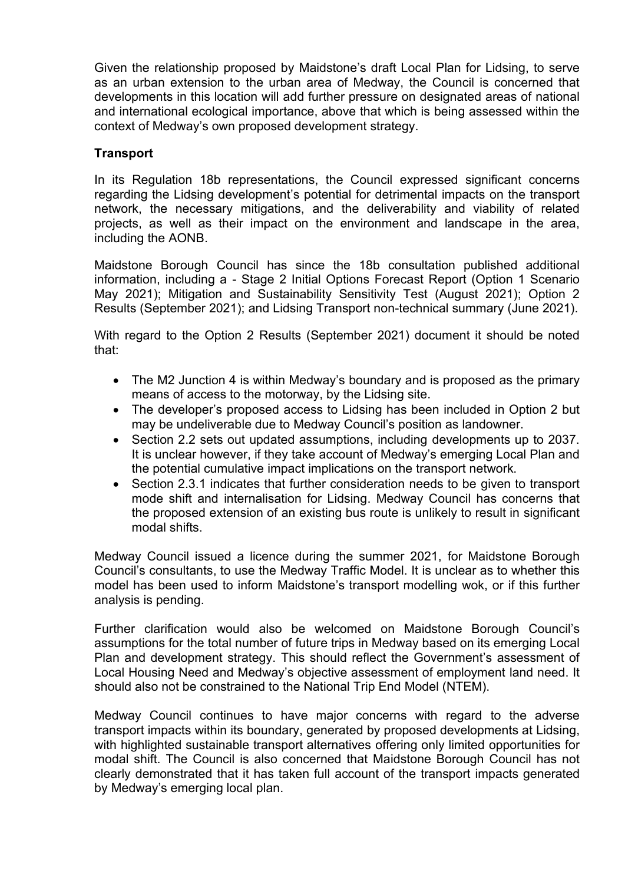Given the relationship proposed by Maidstone's draft Local Plan for Lidsing, to serve as an urban extension to the urban area of Medway, the Council is concerned that developments in this location will add further pressure on designated areas of national and international ecological importance, above that which is being assessed within the context of Medway's own proposed development strategy.

**Transport**

In its Regulation 18b representations, the Council expressed significant concerns regarding the Lidsing development's potential for detrimental impacts on the transport network, the necessary mitigations, and the deliverability and viability of related projects, as well as their impact on the environment and landscape in the area, including the AONB.

Maidstone Borough Council has since the 18b consultation published additional information, including a - Stage 2 Initial Options Forecast Report (Option 1 Scenario May 2021); Mitigation and Sustainability Sensitivity Test (August 2021); Option 2 Results (September 2021); and Lidsing Transport non-technical summary (June 2021).

With regard to the Option 2 Results (September 2021) document it should be noted that:

- The M2 Junction 4 is within Medway's boundary and is proposed as the primary means of access to the motorway, by the Lidsing site.
- The developer's proposed access to Lidsing has been included in Option 2 but may be undeliverable due to Medway Council's position as landowner.
- Section 2.2 sets out updated assumptions, including developments up to 2037. It is unclear however, if they take account of Medway's emerging Local Plan and the potential cumulative impact implications on the transport network.
- Section 2.3.1 indicates that further consideration needs to be given to transport mode shift and internalisation for Lidsing. Medway Council has concerns that the proposed extension of an existing bus route is unlikely to result in significant modal shifts.

Medway Council issued a licence during the summer 2021, for Maidstone Borough Council's consultants, to use the Medway Traffic Model. It is unclear as to whether this model has been used to inform Maidstone's transport modelling wok, or if this further analysis is pending.

Further clarification would also be welcomed on Maidstone Borough Council's assumptions for the total number of future trips in Medway based on its emerging Local Plan and development strategy. This should reflect the Government's assessment of Local Housing Need and Medway's objective assessment of employment land need. It should also not be constrained to the National Trip End Model (NTEM).

Medway Council continues to have major concerns with regard to the adverse transport impacts within its boundary, generated by proposed developments at Lidsing, with highlighted sustainable transport alternatives offering only limited opportunities for modal shift. The Council is also concerned that Maidstone Borough Council has not clearly demonstrated that it has taken full account of the transport impacts generated by Medway's emerging local plan.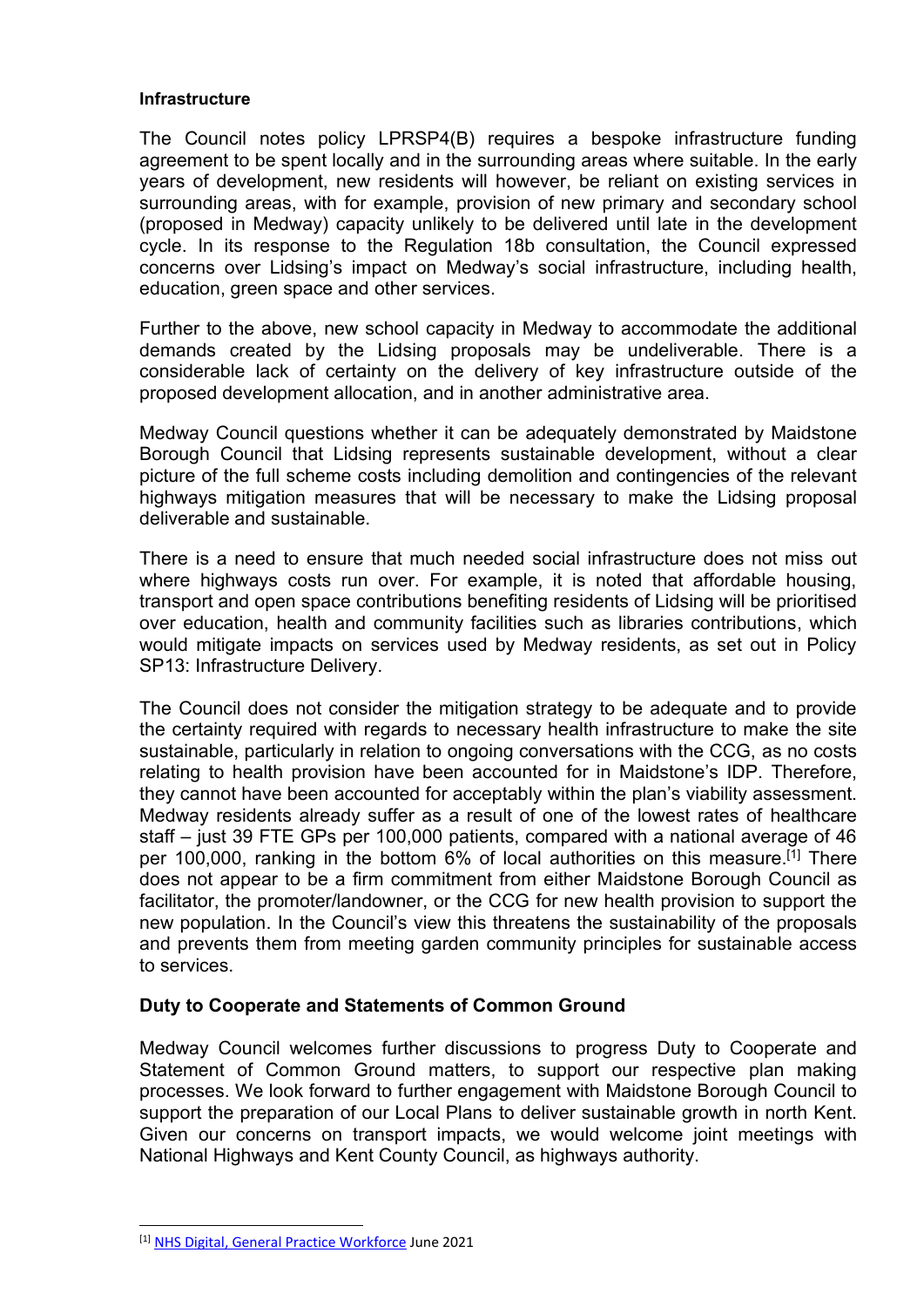**Infrastructure**

The Council notes policy LPRSP4(B) requires a bespoke infrastructure funding agreement to be spent locally and in the surrounding areas where suitable. In the early years of development, new residents will however, be reliant on existing services in surrounding areas, with for example, provision of new primary and secondary school (proposed in Medway) capacity unlikely to be delivered until late in the development cycle. In its response to the Regulation 18b consultation, the Council expressed concerns over Lidsing's impact on Medway's social infrastructure, including health, education, green space and other services.

Further to the above, new school capacity in Medway to accommodate the additional demands created by the Lidsing proposals may be undeliverable. There is a considerable lack of certainty on the delivery of key infrastructure outside of the proposed development allocation, and in another administrative area.

Medway Council questions whether it can be adequately demonstrated by Maidstone Borough Council that Lidsing represents sustainable development, without a clear picture of the full scheme costs including demolition and contingencies of the relevant highways mitigation measures that will be necessary to make the Lidsing proposal deliverable and sustainable.

There is a need to ensure that much needed social infrastructure does not miss out where highways costs run over. For example, it is noted that affordable housing, transport and open space contributions benefiting residents of Lidsing will be prioritised over education, health and community facilities such as libraries contributions, which would mitigate impacts on services used by Medway residents, as set out in Policy SP13: Infrastructure Delivery.

The Council does not consider the mitigation strategy to be adequate and to provide the certainty required with regards to necessary health infrastructure to make the site sustainable, particularly in relation to ongoing conversations with the CCG, as no costs relating to health provision have been accounted for in Maidstone's IDP. Therefore, they cannot have been accounted for acceptably within the plan's viability assessment. Medway residents already suffer as a result of one of the lowest rates of healthcare staff – just 39 FTE GPs per 100,000 patients, compared with a national average of 46 per 100,000, ranking in the bottom 6% of local authorities on this measure.[1] There does not appear to be a firm commitment from either Maidstone Borough Council as facilitator, the promoter/landowner, or the CCG for new health provision to support the new population. In the Council's view this threatens the sustainability of the proposals and prevents them from meeting garden community principles for sustainable access to services.

## Duty to Cooperate and Statements of Common Ground

Medway Council welcomes further discussions to progress Duty to Cooperate and Statement of Common Ground matters, to support our respective plan making processes. We look forward to further engagement with Maidstone Borough Council to support the preparation of our Local Plans to deliver sustainable growth in north Kent. Given our concerns on transport impacts, we would welcome joint meetings with National Highways and Kent County Council, as highways authority.

---

[1] NHS Digital, General Practice Workforce June 2021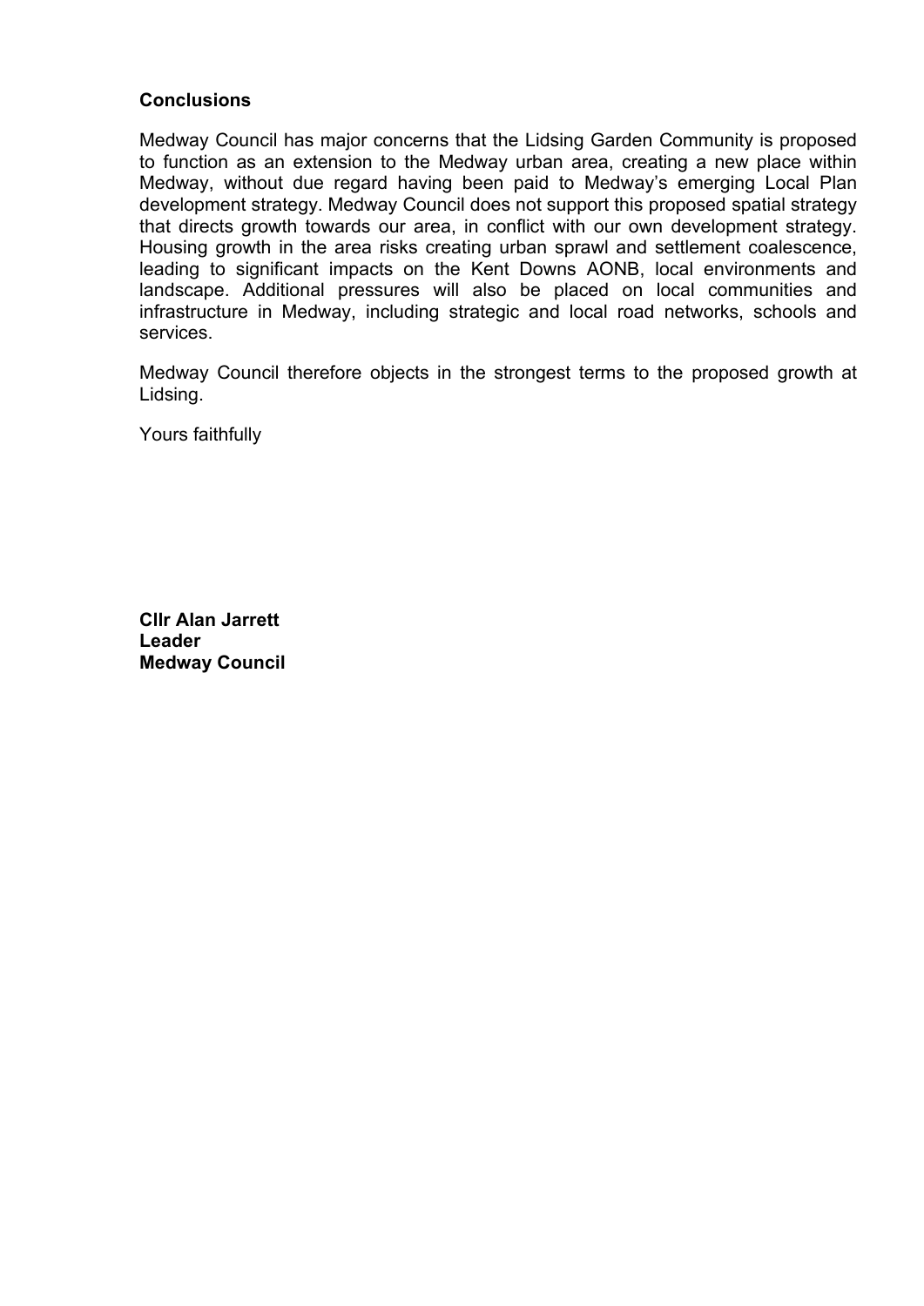**Conclusions**

Medway Council has major concerns that the Lidsing Garden Community is proposed to function as an extension to the Medway urban area, creating a new place within Medway, without due regard having been paid to Medway's emerging Local Plan development strategy. Medway Council does not support this proposed spatial strategy that directs growth towards our area, in conflict with our own development strategy. Housing growth in the area risks creating urban sprawl and settlement coalescence, leading to significant impacts on the Kent Downs AONB, local environments and landscape. Additional pressures will also be placed on local communities and infrastructure in Medway, including strategic and local road networks, schools and services.

Medway Council therefore objects in the strongest terms to the proposed growth at Lidsing.

Yours faithfully

**Cllr Alan Jarrett**
**Leader**
**Medway Council**